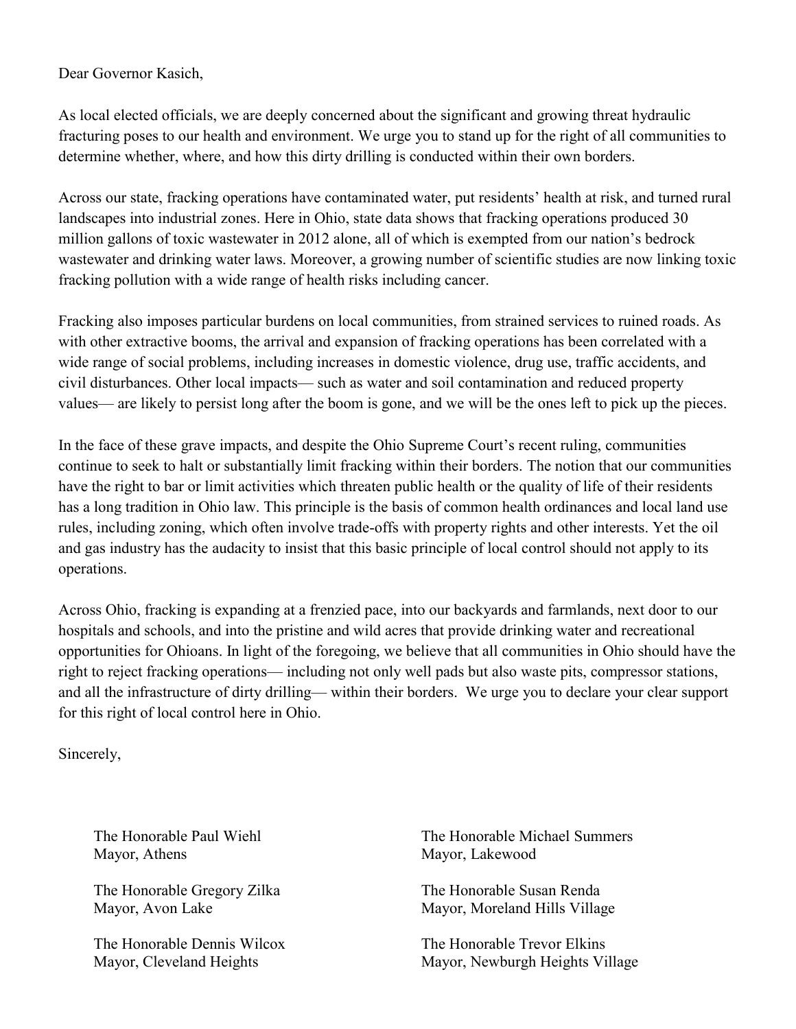Dear Governor Kasich,

As local elected officials, we are deeply concerned about the significant and growing threat hydraulic fracturing poses to our health and environment. We urge you to stand up for the right of all communities to determine whether, where, and how this dirty drilling is conducted within their own borders.

Across our state, fracking operations have contaminated water, put residents' health at risk, and turned rural landscapes into industrial zones. Here in Ohio, state data shows that fracking operations produced 30 million gallons of toxic wastewater in 2012 alone, all of which is exempted from our nation's bedrock wastewater and drinking water laws. Moreover, a growing number of scientific studies are now linking toxic fracking pollution with a wide range of health risks including cancer.

Fracking also imposes particular burdens on local communities, from strained services to ruined roads. As with other extractive booms, the arrival and expansion of fracking operations has been correlated with a wide range of social problems, including increases in domestic violence, drug use, traffic accidents, and civil disturbances. Other local impacts— such as water and soil contamination and reduced property values— are likely to persist long after the boom is gone, and we will be the ones left to pick up the pieces.

In the face of these grave impacts, and despite the Ohio Supreme Court's recent ruling, communities continue to seek to halt or substantially limit fracking within their borders. The notion that our communities have the right to bar or limit activities which threaten public health or the quality of life of their residents has a long tradition in Ohio law. This principle is the basis of common health ordinances and local land use rules, including zoning, which often involve trade-offs with property rights and other interests. Yet the oil and gas industry has the audacity to insist that this basic principle of local control should not apply to its operations.

Across Ohio, fracking is expanding at a frenzied pace, into our backyards and farmlands, next door to our hospitals and schools, and into the pristine and wild acres that provide drinking water and recreational opportunities for Ohioans. In light of the foregoing, we believe that all communities in Ohio should have the right to reject fracking operations— including not only well pads but also waste pits, compressor stations, and all the infrastructure of dirty drilling— within their borders. We urge you to declare your clear support for this right of local control here in Ohio.

Sincerely,

The Honorable Paul Wiehl
Mayor, Athens

The Honorable Gregory Zilka
Mayor, Avon Lake

The Honorable Dennis Wilcox
Mayor, Cleveland Heights

The Honorable Michael Summers
Mayor, Lakewood

The Honorable Susan Renda
Mayor, Moreland Hills Village

The Honorable Trevor Elkins
Mayor, Newburgh Heights Village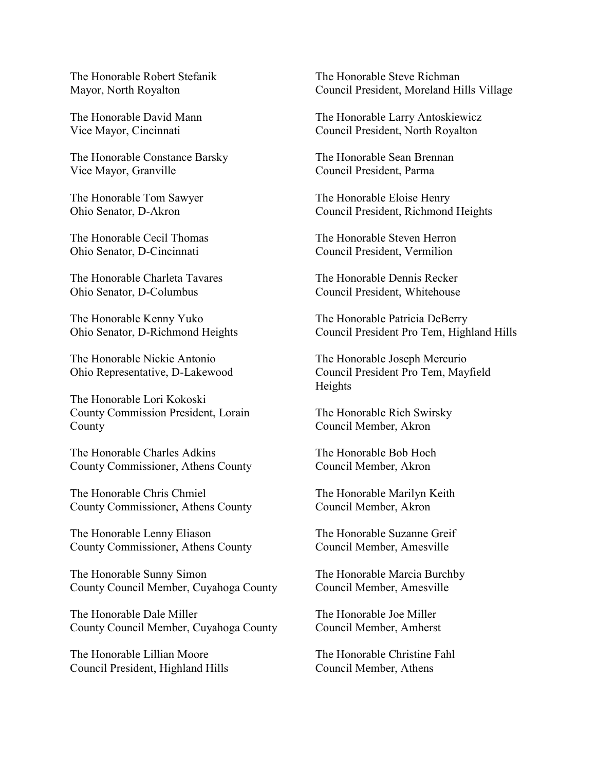The Honorable Robert Stefanik
Mayor, North Royalton

The Honorable David Mann
Vice Mayor, Cincinnati

The Honorable Constance Barsky
Vice Mayor, Granville

The Honorable Tom Sawyer
Ohio Senator, D-Akron

The Honorable Cecil Thomas
Ohio Senator, D-Cincinnati

The Honorable Charleta Tavares
Ohio Senator, D-Columbus

The Honorable Kenny Yuko
Ohio Senator, D-Richmond Heights

The Honorable Nickie Antonio
Ohio Representative, D-Lakewood

The Honorable Lori Kokoski
County Commission President, Lorain County

The Honorable Charles Adkins
County Commissioner, Athens County

The Honorable Chris Chmiel
County Commissioner, Athens County

The Honorable Lenny Eliason
County Commissioner, Athens County

The Honorable Sunny Simon
County Council Member, Cuyahoga County

The Honorable Dale Miller
County Council Member, Cuyahoga County

The Honorable Lillian Moore
Council President, Highland Hills

The Honorable Steve Richman
Council President, Moreland Hills Village

The Honorable Larry Antoskiewicz
Council President, North Royalton

The Honorable Sean Brennan
Council President, Parma

The Honorable Eloise Henry
Council President, Richmond Heights

The Honorable Steven Herron
Council President, Vermilion

The Honorable Dennis Recker
Council President, Whitehouse

The Honorable Patricia DeBerry
Council President Pro Tem, Highland Hills

The Honorable Joseph Mercurio
Council President Pro Tem, Mayfield Heights

The Honorable Rich Swirsky
Council Member, Akron

The Honorable Bob Hoch
Council Member, Akron

The Honorable Marilyn Keith
Council Member, Akron

The Honorable Suzanne Greif
Council Member, Amesville

The Honorable Marcia Burchby
Council Member, Amesville

The Honorable Joe Miller
Council Member, Amherst

The Honorable Christine Fahl
Council Member, Athens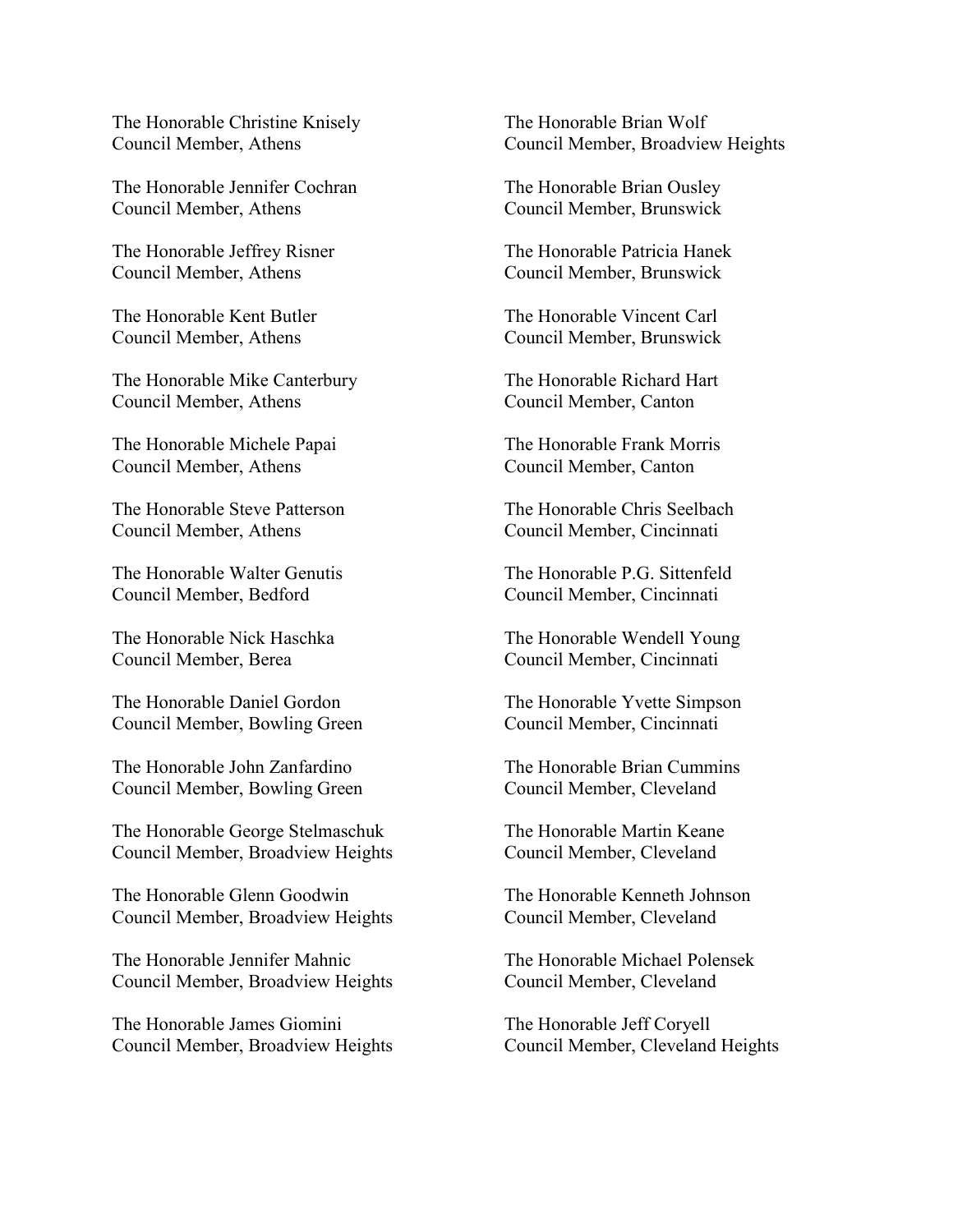The Honorable Christine Knisely
Council Member, Athens

The Honorable Jennifer Cochran
Council Member, Athens

The Honorable Jeffrey Risner
Council Member, Athens

The Honorable Kent Butler
Council Member, Athens

The Honorable Mike Canterbury
Council Member, Athens

The Honorable Michele Papai
Council Member, Athens

The Honorable Steve Patterson
Council Member, Athens

The Honorable Walter Genutis
Council Member, Bedford

The Honorable Nick Haschka
Council Member, Berea

The Honorable Daniel Gordon
Council Member, Bowling Green

The Honorable John Zanfardino
Council Member, Bowling Green

The Honorable George Stelmaschuk
Council Member, Broadview Heights

The Honorable Glenn Goodwin
Council Member, Broadview Heights

The Honorable Jennifer Mahnic
Council Member, Broadview Heights

The Honorable James Giomini
Council Member, Broadview Heights

The Honorable Brian Wolf
Council Member, Broadview Heights

The Honorable Brian Ousley
Council Member, Brunswick

The Honorable Patricia Hanek
Council Member, Brunswick

The Honorable Vincent Carl
Council Member, Brunswick

The Honorable Richard Hart
Council Member, Canton

The Honorable Frank Morris
Council Member, Canton

The Honorable Chris Seelbach
Council Member, Cincinnati

The Honorable P.G. Sittenfeld
Council Member, Cincinnati

The Honorable Wendell Young
Council Member, Cincinnati

The Honorable Yvette Simpson
Council Member, Cincinnati

The Honorable Brian Cummins
Council Member, Cleveland

The Honorable Martin Keane
Council Member, Cleveland

The Honorable Kenneth Johnson
Council Member, Cleveland

The Honorable Michael Polensek
Council Member, Cleveland

The Honorable Jeff Coryell
Council Member, Cleveland Heights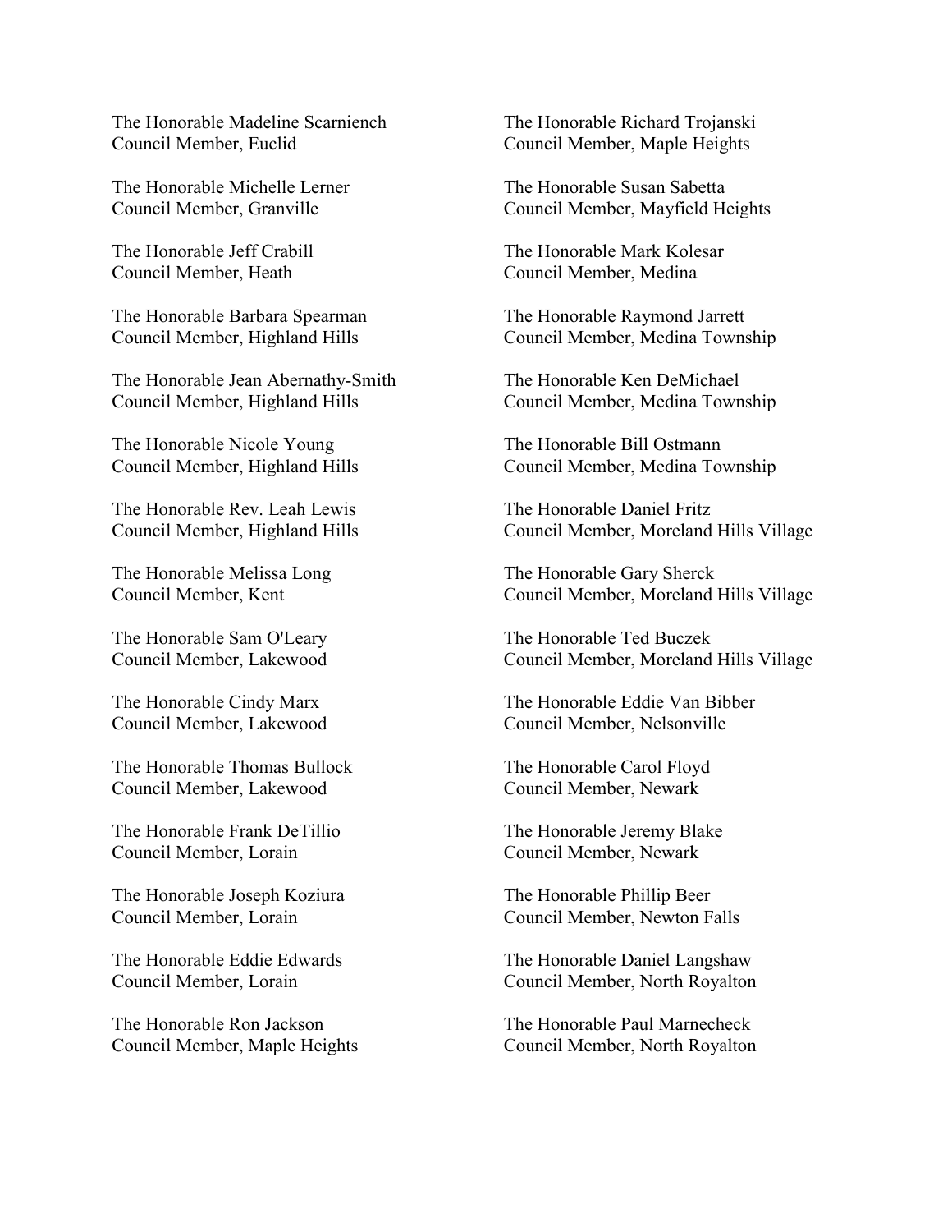The Honorable Madeline Scarniench
Council Member, Euclid

The Honorable Michelle Lerner
Council Member, Granville

The Honorable Jeff Crabill
Council Member, Heath

The Honorable Barbara Spearman
Council Member, Highland Hills

The Honorable Jean Abernathy-Smith
Council Member, Highland Hills

The Honorable Nicole Young
Council Member, Highland Hills

The Honorable Rev. Leah Lewis
Council Member, Highland Hills

The Honorable Melissa Long
Council Member, Kent

The Honorable Sam O'Leary
Council Member, Lakewood

The Honorable Cindy Marx
Council Member, Lakewood

The Honorable Thomas Bullock
Council Member, Lakewood

The Honorable Frank DeTillio
Council Member, Lorain

The Honorable Joseph Koziura
Council Member, Lorain

The Honorable Eddie Edwards
Council Member, Lorain

The Honorable Ron Jackson
Council Member, Maple Heights

The Honorable Richard Trojanski
Council Member, Maple Heights

The Honorable Susan Sabetta
Council Member, Mayfield Heights

The Honorable Mark Kolesar
Council Member, Medina

The Honorable Raymond Jarrett
Council Member, Medina Township

The Honorable Ken DeMichael
Council Member, Medina Township

The Honorable Bill Ostmann
Council Member, Medina Township

The Honorable Daniel Fritz
Council Member, Moreland Hills Village

The Honorable Gary Sherck
Council Member, Moreland Hills Village

The Honorable Ted Buczek
Council Member, Moreland Hills Village

The Honorable Eddie Van Bibber
Council Member, Nelsonville

The Honorable Carol Floyd
Council Member, Newark

The Honorable Jeremy Blake
Council Member, Newark

The Honorable Phillip Beer
Council Member, Newton Falls

The Honorable Daniel Langshaw
Council Member, North Royalton

The Honorable Paul Marnecheck
Council Member, North Royalton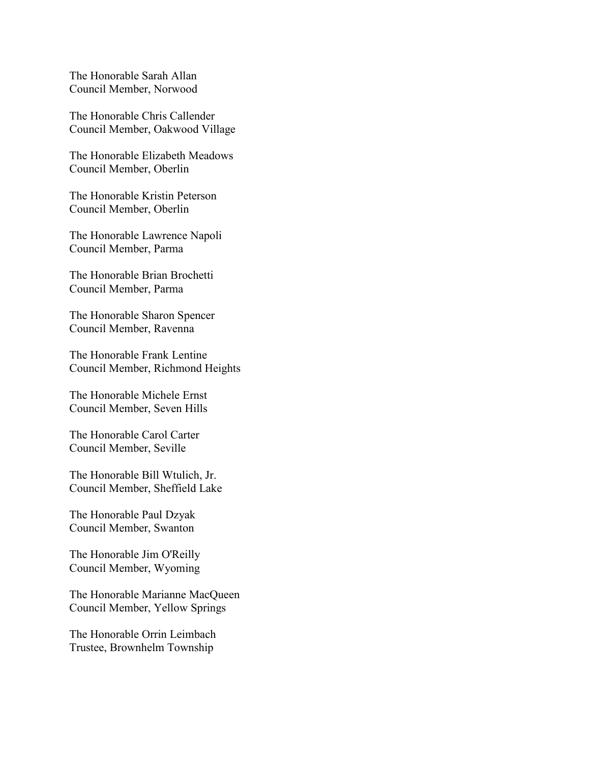The Honorable Sarah Allan
Council Member, Norwood

The Honorable Chris Callender
Council Member, Oakwood Village

The Honorable Elizabeth Meadows
Council Member, Oberlin

The Honorable Kristin Peterson
Council Member, Oberlin

The Honorable Lawrence Napoli
Council Member, Parma

The Honorable Brian Brochetti
Council Member, Parma

The Honorable Sharon Spencer
Council Member, Ravenna

The Honorable Frank Lentine
Council Member, Richmond Heights

The Honorable Michele Ernst
Council Member, Seven Hills

The Honorable Carol Carter
Council Member, Seville

The Honorable Bill Wtulich, Jr.
Council Member, Sheffield Lake

The Honorable Paul Dzyak
Council Member, Swanton

The Honorable Jim O'Reilly
Council Member, Wyoming

The Honorable Marianne MacQueen
Council Member, Yellow Springs

The Honorable Orrin Leimbach
Trustee, Brownhelm Township